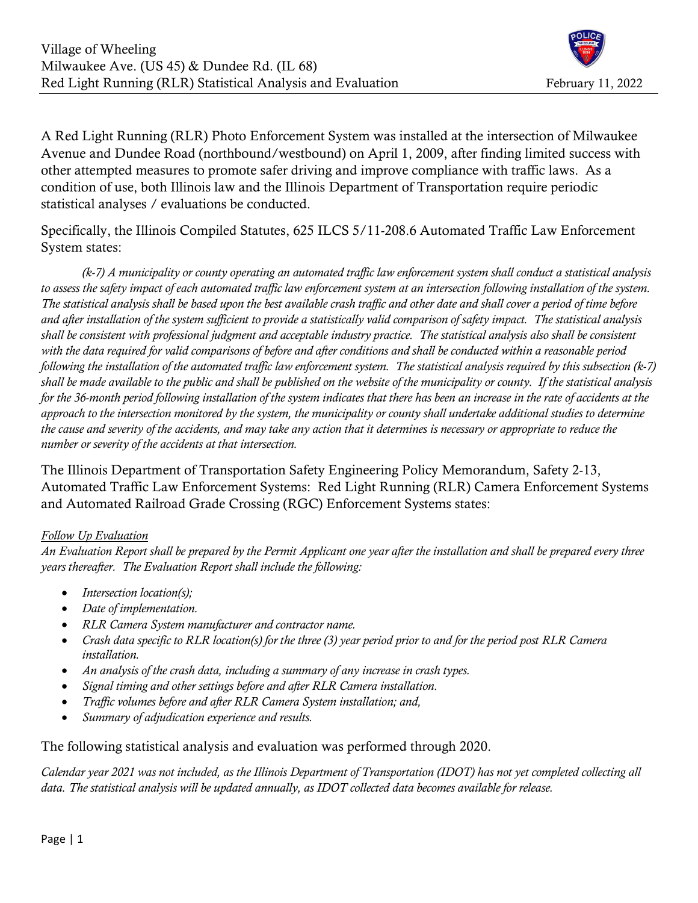A Red Light Running (RLR) Photo Enforcement System was installed at the intersection of Milwaukee Avenue and Dundee Road (northbound/westbound) on April 1, 2009, after finding limited success with other attempted measures to promote safer driving and improve compliance with traffic laws. As a condition of use, both Illinois law and the Illinois Department of Transportation require periodic statistical analyses / evaluations be conducted.

Specifically, the Illinois Compiled Statutes, 625 ILCS 5/11-208.6 Automated Traffic Law Enforcement System states:

*(k-7) A municipality or county operating an automated traffic law enforcement system shall conduct a statistical analysis to assess the safety impact of each automated traffic law enforcement system at an intersection following installation of the system. The statistical analysis shall be based upon the best available crash traffic and other date and shall cover a period of time before and after installation of the system sufficient to provide a statistically valid comparison of safety impact. The statistical analysis shall be consistent with professional judgment and acceptable industry practice. The statistical analysis also shall be consistent with the data required for valid comparisons of before and after conditions and shall be conducted within a reasonable period following the installation of the automated traffic law enforcement system. The statistical analysis required by this subsection (k-7) shall be made available to the public and shall be published on the website of the municipality or county. If the statistical analysis for the 36-month period following installation of the system indicates that there has been an increase in the rate of accidents at the approach to the intersection monitored by the system, the municipality or county shall undertake additional studies to determine the cause and severity of the accidents, and may take any action that it determines is necessary or appropriate to reduce the number or severity of the accidents at that intersection.*

The Illinois Department of Transportation Safety Engineering Policy Memorandum, Safety 2-13, Automated Traffic Law Enforcement Systems: Red Light Running (RLR) Camera Enforcement Systems and Automated Railroad Grade Crossing (RGC) Enforcement Systems states:

*Follow Up Evaluation*

*An Evaluation Report shall be prepared by the Permit Applicant one year after the installation and shall be prepared every three years thereafter. The Evaluation Report shall include the following:*

- *Intersection location(s);*
- *Date of implementation.*
- *RLR Camera System manufacturer and contractor name.*
- *Crash data specific to RLR location(s) for the three (3) year period prior to and for the period post RLR Camera installation.*
- *An analysis of the crash data, including a summary of any increase in crash types.*
- *Signal timing and other settings before and after RLR Camera installation.*
- *Traffic volumes before and after RLR Camera System installation; and,*
- *Summary of adjudication experience and results.*

The following statistical analysis and evaluation was performed through 2020.

*Calendar year 2021 was not included, as the Illinois Department of Transportation (IDOT) has not yet completed collecting all data. The statistical analysis will be updated annually, as IDOT collected data becomes available for release.*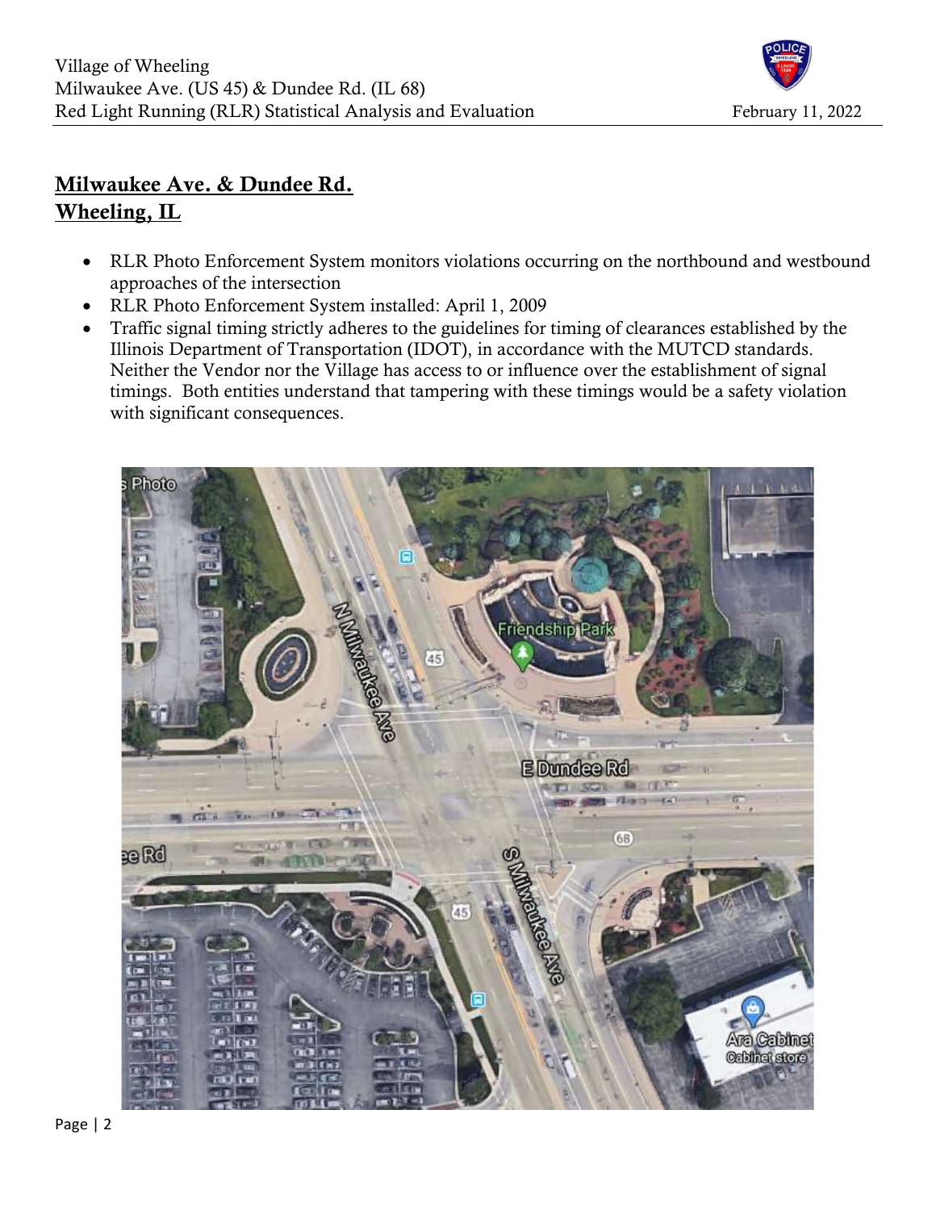## Milwaukee Ave. & Dundee Rd.
## Wheeling, IL

- RLR Photo Enforcement System monitors violations occurring on the northbound and westbound approaches of the intersection
- RLR Photo Enforcement System installed: April 1, 2009
- Traffic signal timing strictly adheres to the guidelines for timing of clearances established by the Illinois Department of Transportation (IDOT), in accordance with the MUTCD standards. Neither the Vendor nor the Village has access to or influence over the establishment of signal timings. Both entities understand that tampering with these timings would be a safety violation with significant consequences.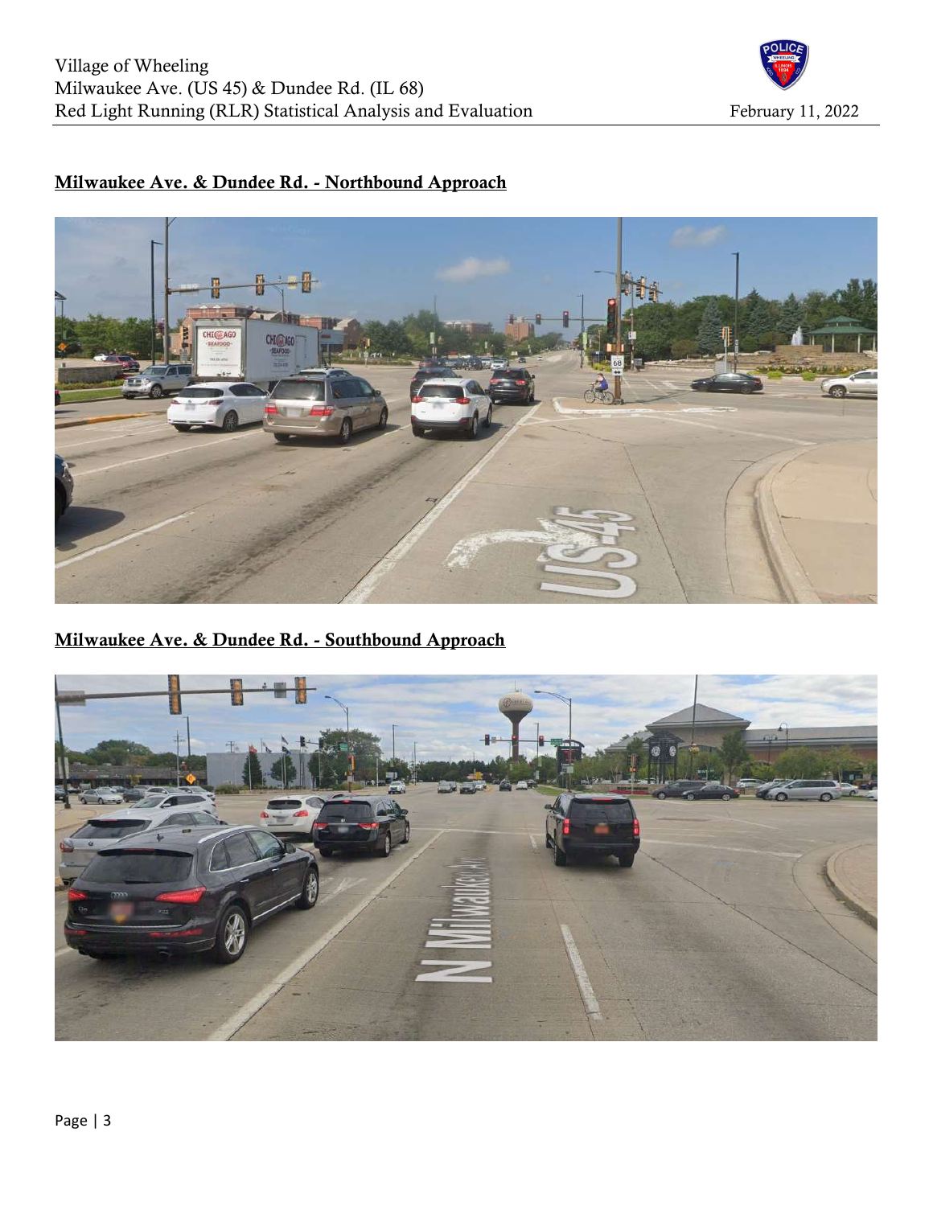**Milwaukee Ave. & Dundee Rd. - Northbound Approach**

**Milwaukee Ave. & Dundee Rd. - Southbound Approach**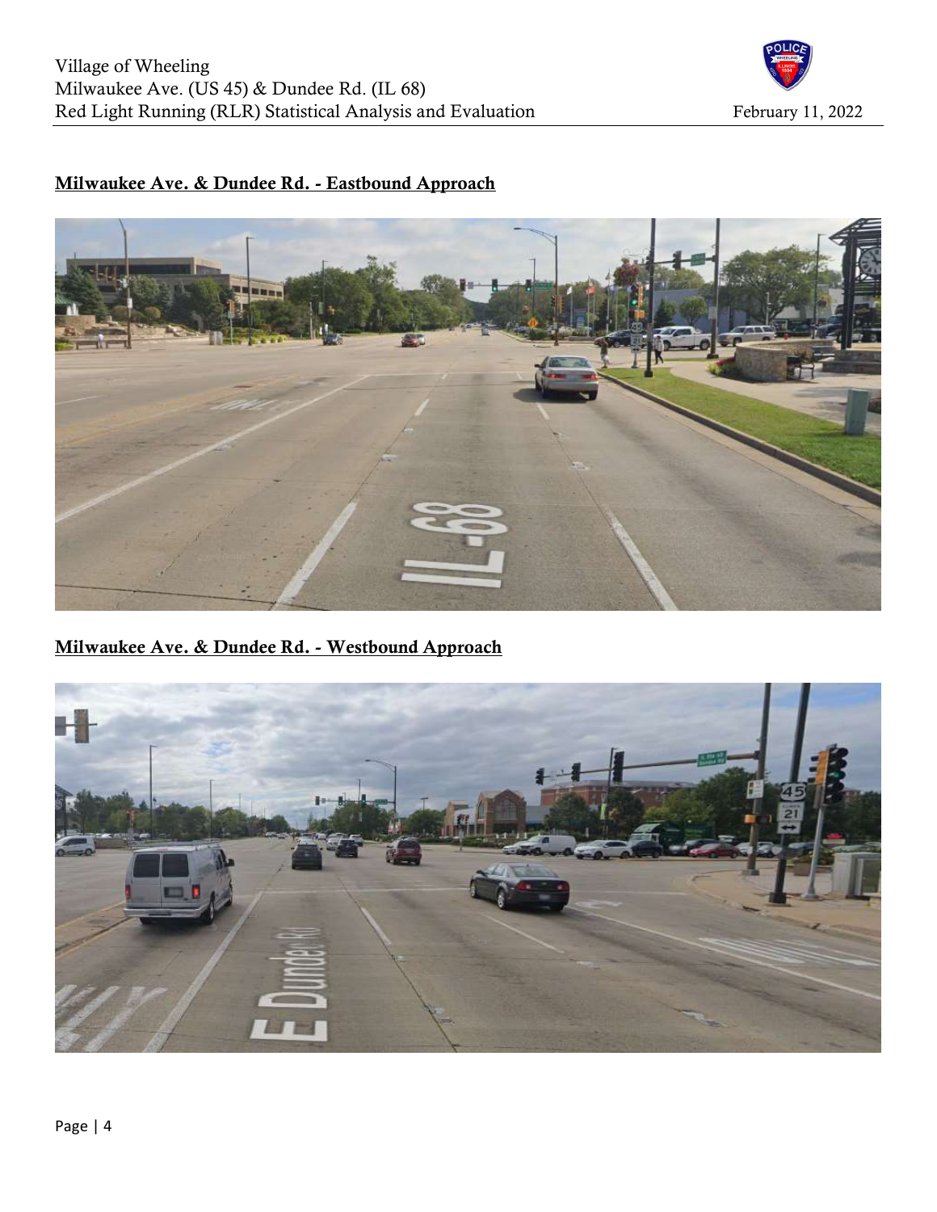**Milwaukee Ave. & Dundee Rd. - Eastbound Approach**

**Milwaukee Ave. & Dundee Rd. - Westbound Approach**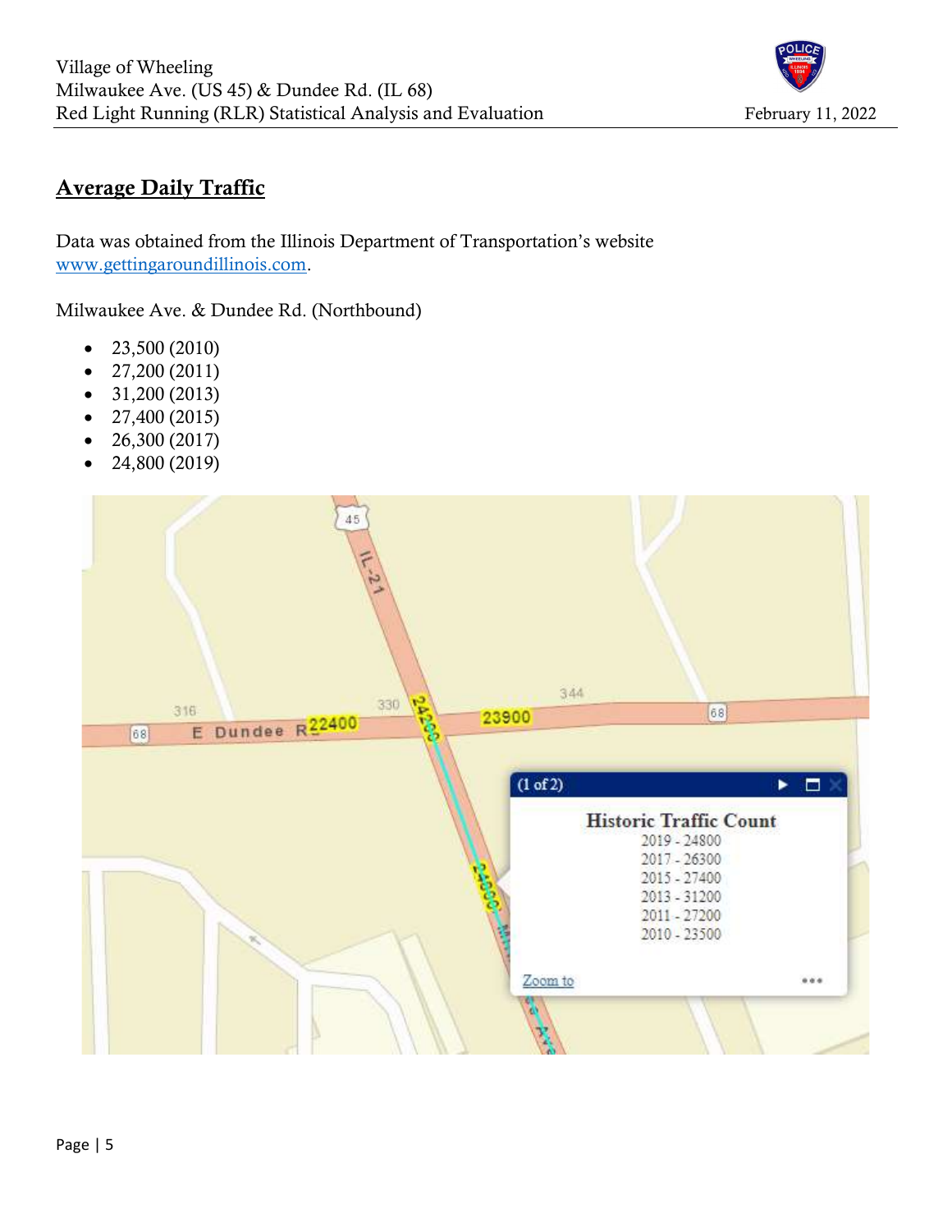## Average Daily Traffic

Data was obtained from the Illinois Department of Transportation's website www.gettingaroundillinois.com.

Milwaukee Ave. & Dundee Rd. (Northbound)

- 23,500 (2010)
- 27,200 (2011)
- 31,200 (2013)
- 27,400 (2015)
- 26,300 (2017)
- 24,800 (2019)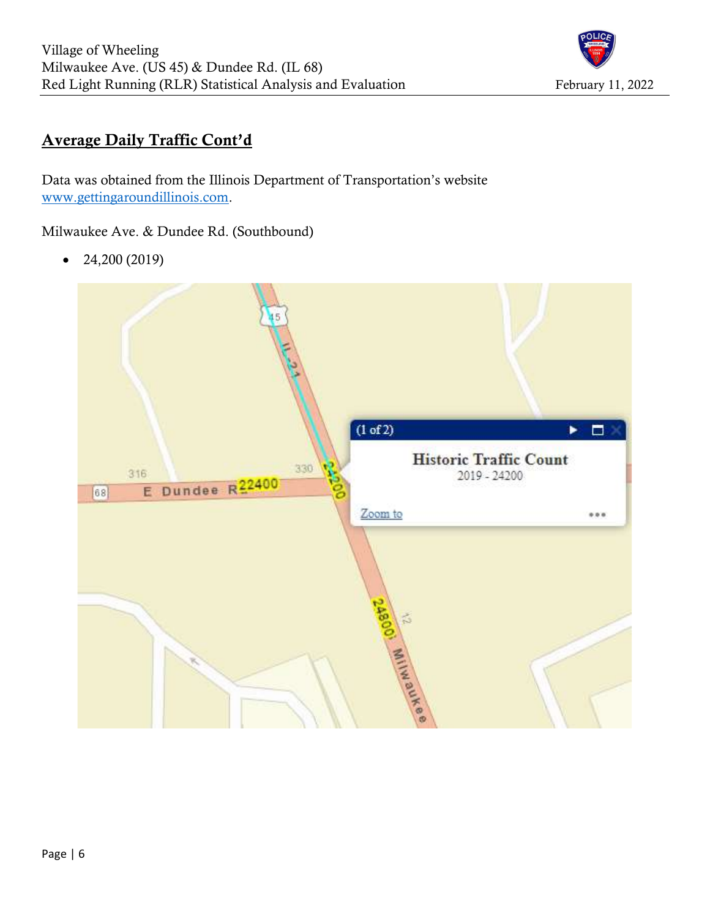## Average Daily Traffic Cont'd

Data was obtained from the Illinois Department of Transportation's website [www.gettingaroundillinois.com](http://www.gettingaroundillinois.com).

Milwaukee Ave. & Dundee Rd. (Southbound)

- 24,200 (2019)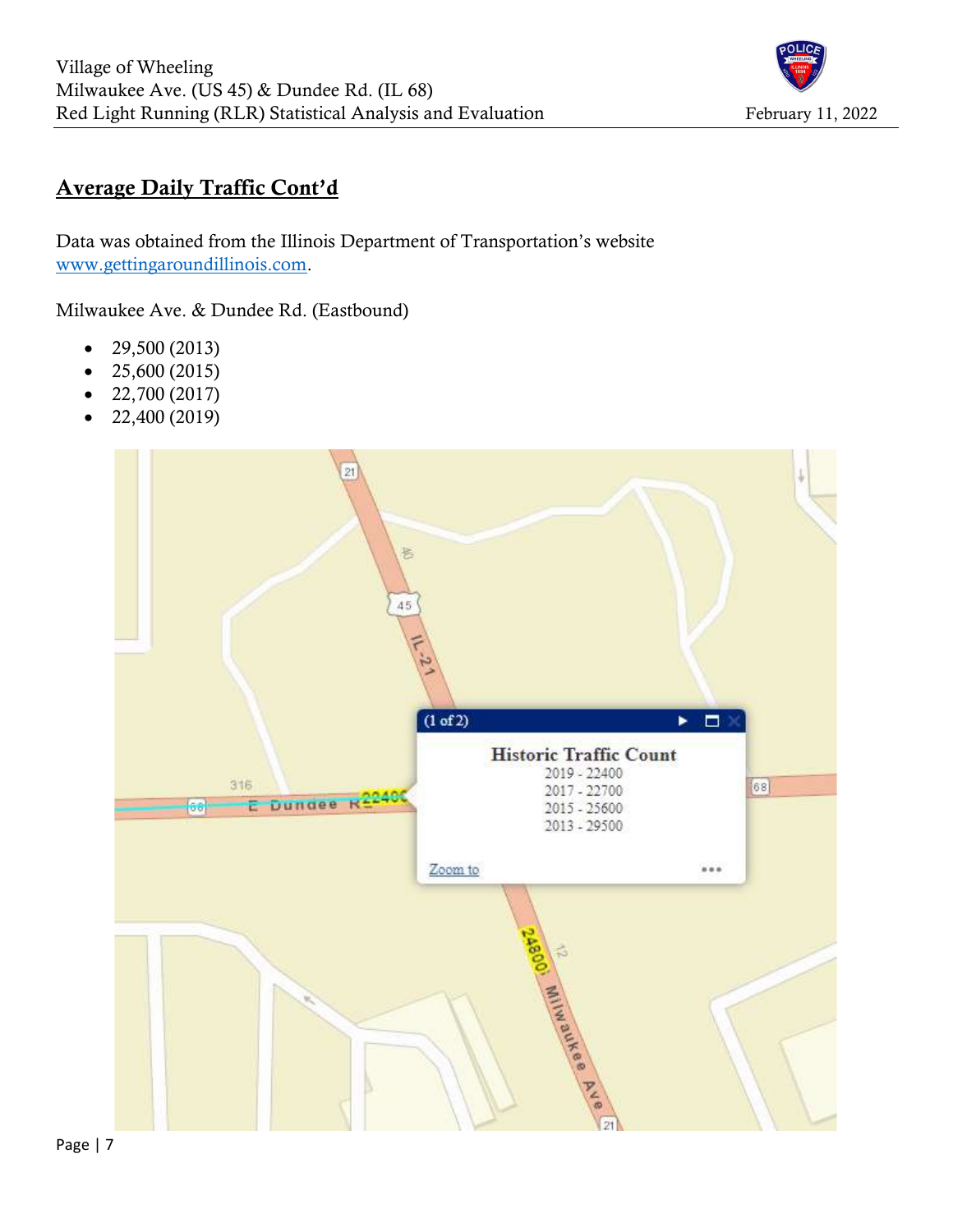## Average Daily Traffic Cont'd

Data was obtained from the Illinois Department of Transportation's website www.gettingaroundillinois.com.

Milwaukee Ave. & Dundee Rd. (Eastbound)

- 29,500 (2013)
- 25,600 (2015)
- 22,700 (2017)
- 22,400 (2019)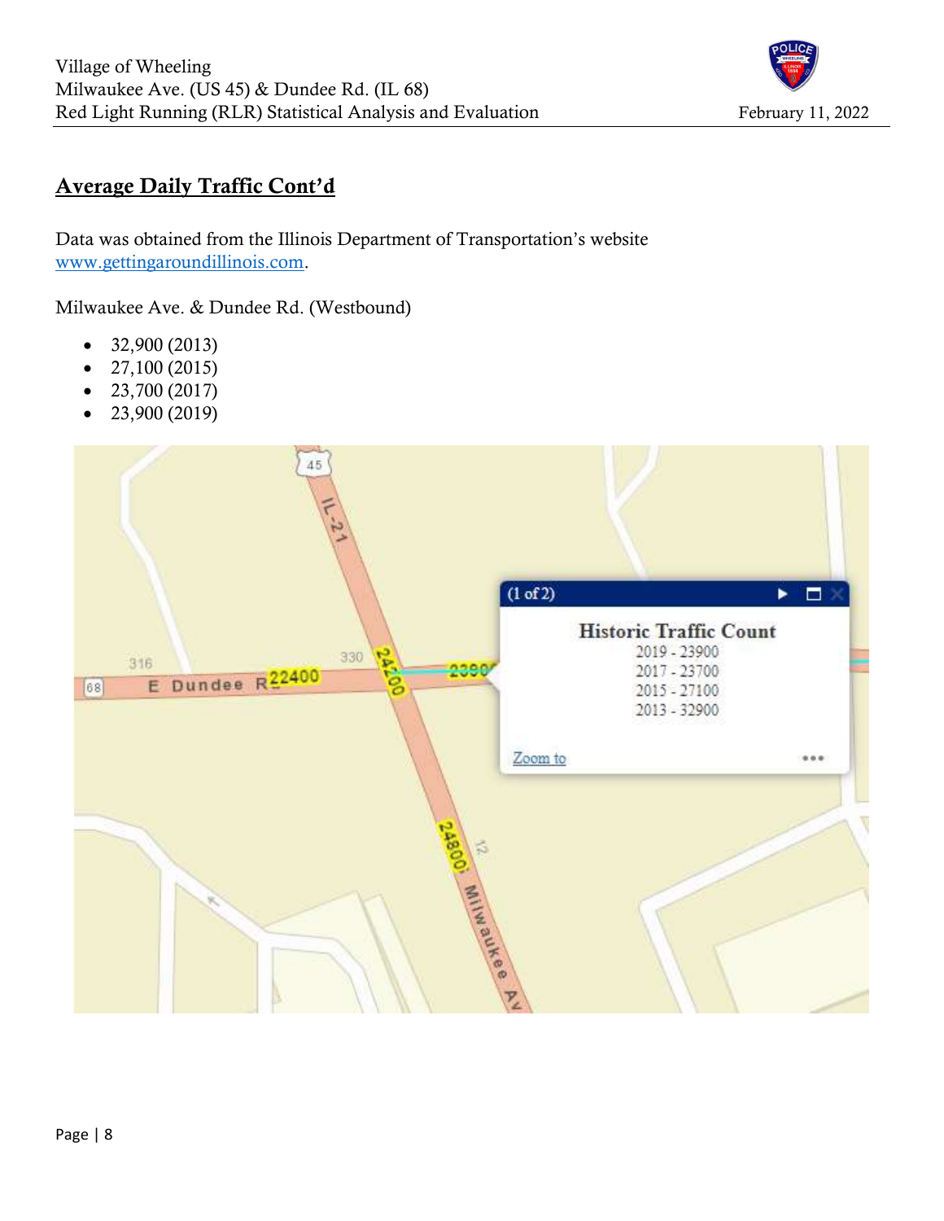## Average Daily Traffic Cont'd

Data was obtained from the Illinois Department of Transportation's website www.gettingaroundillinois.com.

Milwaukee Ave. & Dundee Rd. (Westbound)

- 32,900 (2013)
- 27,100 (2015)
- 23,700 (2017)
- 23,900 (2019)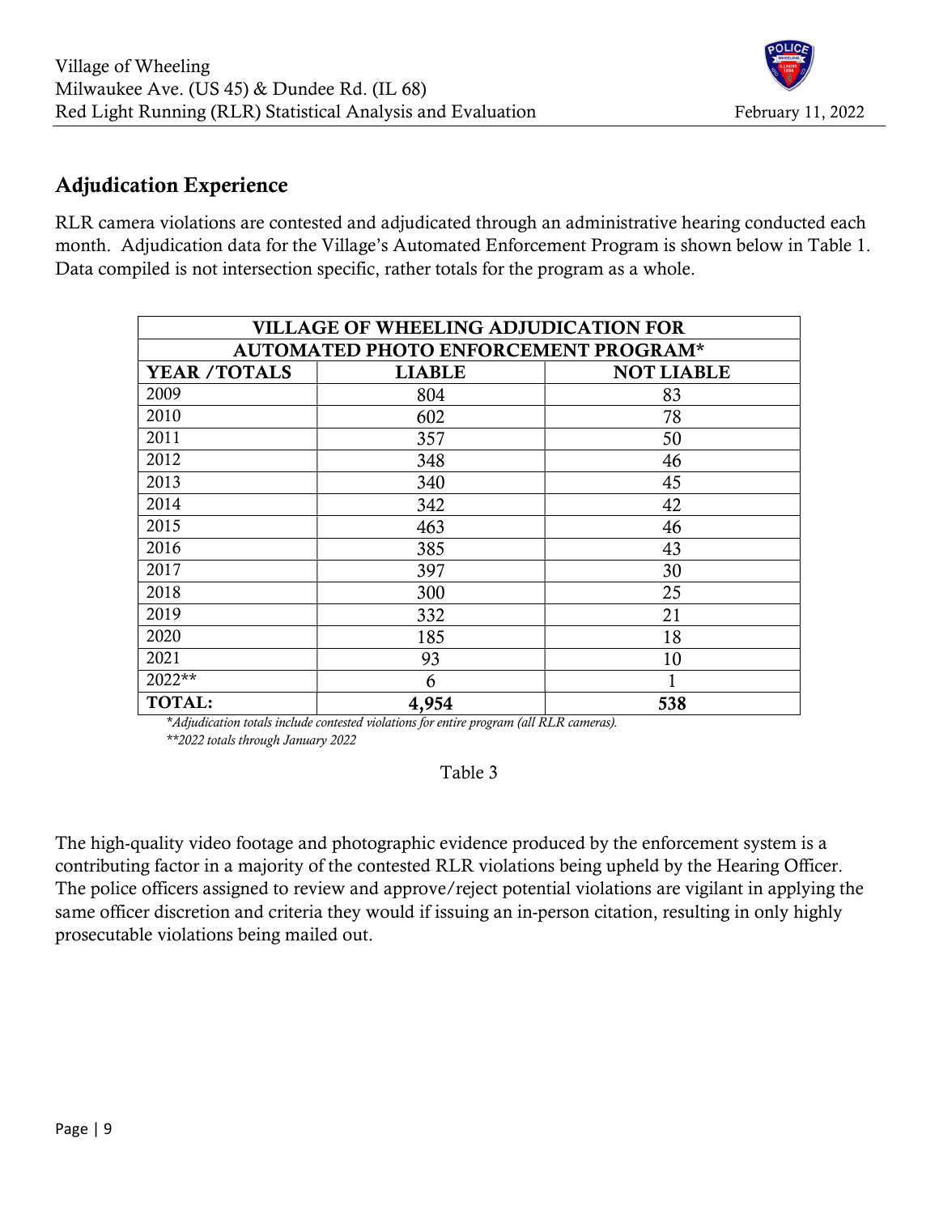## Adjudication Experience

RLR camera violations are contested and adjudicated through an administrative hearing conducted each month. Adjudication data for the Village's Automated Enforcement Program is shown below in Table 1. Data compiled is not intersection specific, rather totals for the program as a whole.

| VILLAGE OF WHEELING ADJUDICATION FOR AUTOMATED PHOTO ENFORCEMENT PROGRAM* | | |
|---|---|---|
| **YEAR /TOTALS** | **LIABLE** | **NOT LIABLE** |
| 2009 | 804 | 83 |
| 2010 | 602 | 78 |
| 2011 | 357 | 50 |
| 2012 | 348 | 46 |
| 2013 | 340 | 45 |
| 2014 | 342 | 42 |
| 2015 | 463 | 46 |
| 2016 | 385 | 43 |
| 2017 | 397 | 30 |
| 2018 | 300 | 25 |
| 2019 | 332 | 21 |
| 2020 | 185 | 18 |
| 2021 | 93 | 10 |
| 2022** | 6 | 1 |
| **TOTAL:** | **4,954** | **538** |

*\*Adjudication totals include contested violations for entire program (all RLR cameras).*
*\*\*2022 totals through January 2022*

Table 3

The high-quality video footage and photographic evidence produced by the enforcement system is a contributing factor in a majority of the contested RLR violations being upheld by the Hearing Officer. The police officers assigned to review and approve/reject potential violations are vigilant in applying the same officer discretion and criteria they would if issuing an in-person citation, resulting in only highly prosecutable violations being mailed out.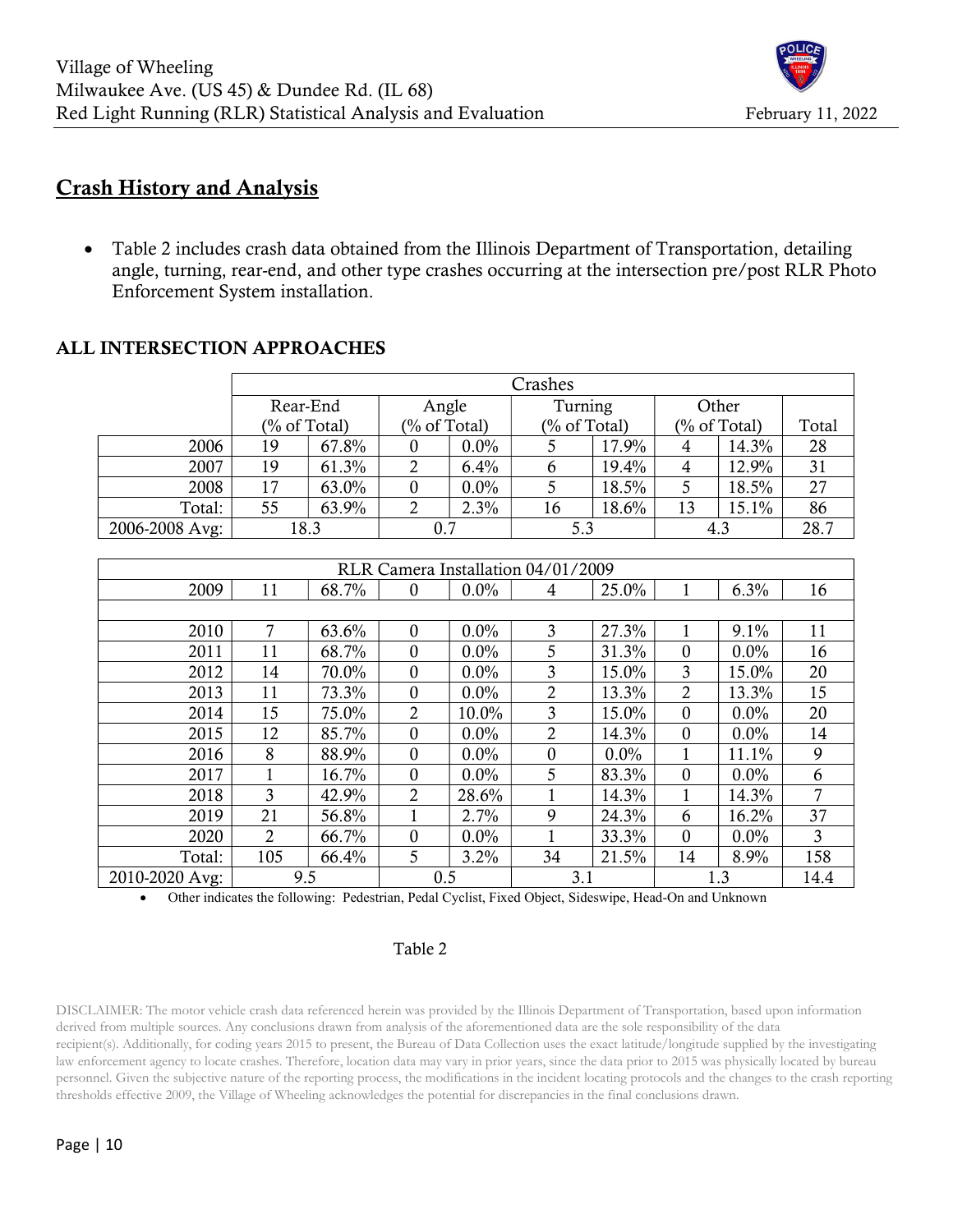## Crash History and Analysis

- Table 2 includes crash data obtained from the Illinois Department of Transportation, detailing angle, turning, rear-end, and other type crashes occurring at the intersection pre/post RLR Photo Enforcement System installation.

### ALL INTERSECTION APPROACHES

| | Crashes | | | | | | | | |
|---|---|---|---|---|---|---|---|---|---|
| | Rear-End (% of Total) | | Angle (% of Total) | | Turning (% of Total) | | Other (% of Total) | | Total |
| 2006 | 19 | 67.8% | 0 | 0.0% | 5 | 17.9% | 4 | 14.3% | 28 |
| 2007 | 19 | 61.3% | 2 | 6.4% | 6 | 19.4% | 4 | 12.9% | 31 |
| 2008 | 17 | 63.0% | 0 | 0.0% | 5 | 18.5% | 5 | 18.5% | 27 |
| Total: | 55 | 63.9% | 2 | 2.3% | 16 | 18.6% | 13 | 15.1% | 86 |
| 2006-2008 Avg: | 18.3 | | 0.7 | | 5.3 | | 4.3 | | 28.7 |
| RLR Camera Installation 04/01/2009 | | | | | | | | | |
| 2009 | 11 | 68.7% | 0 | 0.0% | 4 | 25.0% | 1 | 6.3% | 16 |
| | | | | | | | | | |
| 2010 | 7 | 63.6% | 0 | 0.0% | 3 | 27.3% | 1 | 9.1% | 11 |
| 2011 | 11 | 68.7% | 0 | 0.0% | 5 | 31.3% | 0 | 0.0% | 16 |
| 2012 | 14 | 70.0% | 0 | 0.0% | 3 | 15.0% | 3 | 15.0% | 20 |
| 2013 | 11 | 73.3% | 0 | 0.0% | 2 | 13.3% | 2 | 13.3% | 15 |
| 2014 | 15 | 75.0% | 2 | 10.0% | 3 | 15.0% | 0 | 0.0% | 20 |
| 2015 | 12 | 85.7% | 0 | 0.0% | 2 | 14.3% | 0 | 0.0% | 14 |
| 2016 | 8 | 88.9% | 0 | 0.0% | 0 | 0.0% | 1 | 11.1% | 9 |
| 2017 | 1 | 16.7% | 0 | 0.0% | 5 | 83.3% | 0 | 0.0% | 6 |
| 2018 | 3 | 42.9% | 2 | 28.6% | 1 | 14.3% | 1 | 14.3% | 7 |
| 2019 | 21 | 56.8% | 1 | 2.7% | 9 | 24.3% | 6 | 16.2% | 37 |
| 2020 | 2 | 66.7% | 0 | 0.0% | 1 | 33.3% | 0 | 0.0% | 3 |
| Total: | 105 | 66.4% | 5 | 3.2% | 34 | 21.5% | 14 | 8.9% | 158 |
| 2010-2020 Avg: | 9.5 | | 0.5 | | 3.1 | | 1.3 | | 14.4 |

- Other indicates the following: Pedestrian, Pedal Cyclist, Fixed Object, Sideswipe, Head-On and Unknown

Table 2

DISCLAIMER: The motor vehicle crash data referenced herein was provided by the Illinois Department of Transportation, based upon information derived from multiple sources. Any conclusions drawn from analysis of the aforementioned data are the sole responsibility of the data recipient(s). Additionally, for coding years 2015 to present, the Bureau of Data Collection uses the exact latitude/longitude supplied by the investigating law enforcement agency to locate crashes. Therefore, location data may vary in prior years, since the data prior to 2015 was physically located by bureau personnel. Given the subjective nature of the reporting process, the modifications in the incident locating protocols and the changes to the crash reporting thresholds effective 2009, the Village of Wheeling acknowledges the potential for discrepancies in the final conclusions drawn.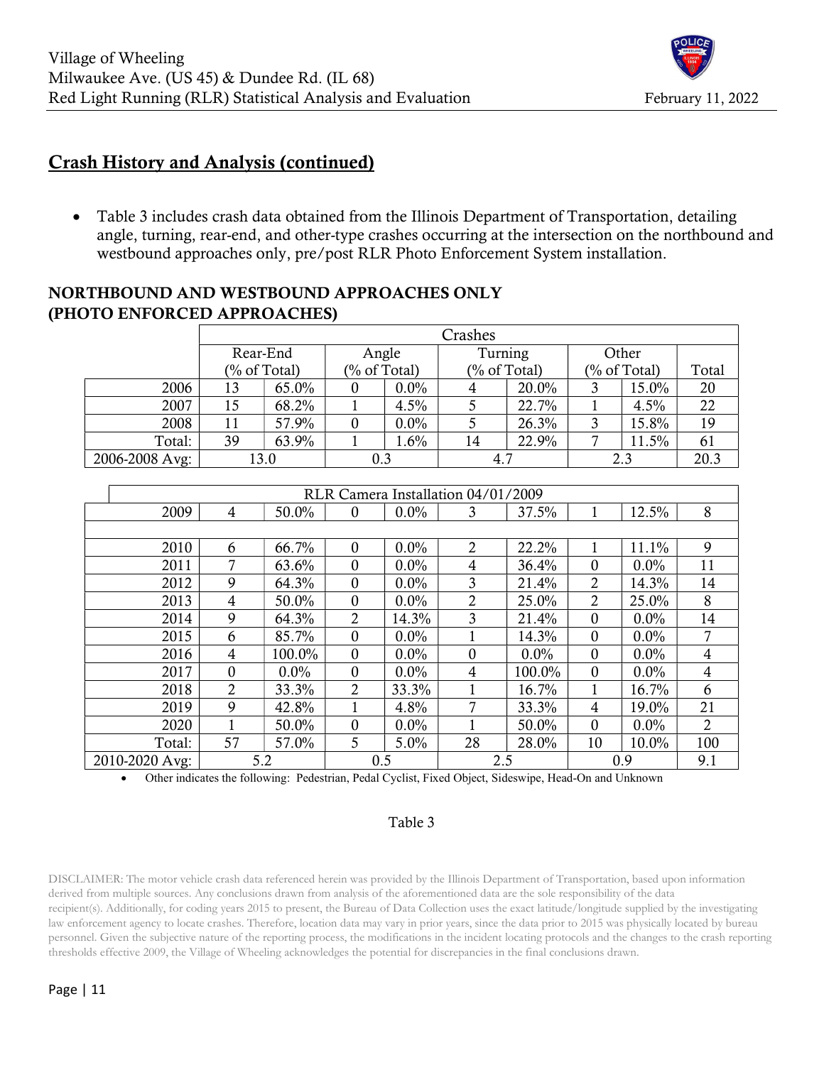## Crash History and Analysis (continued)

- Table 3 includes crash data obtained from the Illinois Department of Transportation, detailing angle, turning, rear-end, and other-type crashes occurring at the intersection on the northbound and westbound approaches only, pre/post RLR Photo Enforcement System installation.

### NORTHBOUND AND WESTBOUND APPROACHES ONLY (PHOTO ENFORCED APPROACHES)

| | Crashes | | | | | | | | |
|---|---|---|---|---|---|---|---|---|---|
| | Rear-End (% of Total) | | Angle (% of Total) | | Turning (% of Total) | | Other (% of Total) | | Total |
| 2006 | 13 | 65.0% | 0 | 0.0% | 4 | 20.0% | 3 | 15.0% | 20 |
| 2007 | 15 | 68.2% | 1 | 4.5% | 5 | 22.7% | 1 | 4.5% | 22 |
| 2008 | 11 | 57.9% | 0 | 0.0% | 5 | 26.3% | 3 | 15.8% | 19 |
| Total: | 39 | 63.9% | 1 | 1.6% | 14 | 22.9% | 7 | 11.5% | 61 |
| 2006-2008 Avg: | 13.0 | | 0.3 | | 4.7 | | 2.3 | | 20.3 |
| RLR Camera Installation 04/01/2009 | | | | | | | | | |
| 2009 | 4 | 50.0% | 0 | 0.0% | 3 | 37.5% | 1 | 12.5% | 8 |
| | | | | | | | | | |
| 2010 | 6 | 66.7% | 0 | 0.0% | 2 | 22.2% | 1 | 11.1% | 9 |
| 2011 | 7 | 63.6% | 0 | 0.0% | 4 | 36.4% | 0 | 0.0% | 11 |
| 2012 | 9 | 64.3% | 0 | 0.0% | 3 | 21.4% | 2 | 14.3% | 14 |
| 2013 | 4 | 50.0% | 0 | 0.0% | 2 | 25.0% | 2 | 25.0% | 8 |
| 2014 | 9 | 64.3% | 2 | 14.3% | 3 | 21.4% | 0 | 0.0% | 14 |
| 2015 | 6 | 85.7% | 0 | 0.0% | 1 | 14.3% | 0 | 0.0% | 7 |
| 2016 | 4 | 100.0% | 0 | 0.0% | 0 | 0.0% | 0 | 0.0% | 4 |
| 2017 | 0 | 0.0% | 0 | 0.0% | 4 | 100.0% | 0 | 0.0% | 4 |
| 2018 | 2 | 33.3% | 2 | 33.3% | 1 | 16.7% | 1 | 16.7% | 6 |
| 2019 | 9 | 42.8% | 1 | 4.8% | 7 | 33.3% | 4 | 19.0% | 21 |
| 2020 | 1 | 50.0% | 0 | 0.0% | 1 | 50.0% | 0 | 0.0% | 2 |
| Total: | 57 | 57.0% | 5 | 5.0% | 28 | 28.0% | 10 | 10.0% | 100 |
| 2010-2020 Avg: | 5.2 | | 0.5 | | 2.5 | | 0.9 | | 9.1 |

- Other indicates the following: Pedestrian, Pedal Cyclist, Fixed Object, Sideswipe, Head-On and Unknown

Table 3

DISCLAIMER: The motor vehicle crash data referenced herein was provided by the Illinois Department of Transportation, based upon information derived from multiple sources. Any conclusions drawn from analysis of the aforementioned data are the sole responsibility of the data recipient(s). Additionally, for coding years 2015 to present, the Bureau of Data Collection uses the exact latitude/longitude supplied by the investigating law enforcement agency to locate crashes. Therefore, location data may vary in prior years, since the data prior to 2015 was physically located by bureau personnel. Given the subjective nature of the reporting process, the modifications in the incident locating protocols and the changes to the crash reporting thresholds effective 2009, the Village of Wheeling acknowledges the potential for discrepancies in the final conclusions drawn.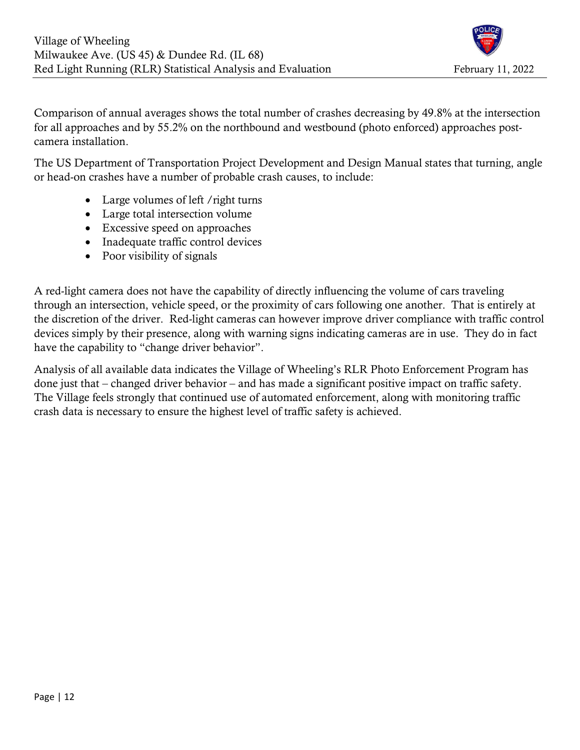Comparison of annual averages shows the total number of crashes decreasing by 49.8% at the intersection for all approaches and by 55.2% on the northbound and westbound (photo enforced) approaches post-camera installation.

The US Department of Transportation Project Development and Design Manual states that turning, angle or head-on crashes have a number of probable crash causes, to include:

- Large volumes of left /right turns
- Large total intersection volume
- Excessive speed on approaches
- Inadequate traffic control devices
- Poor visibility of signals

A red-light camera does not have the capability of directly influencing the volume of cars traveling through an intersection, vehicle speed, or the proximity of cars following one another. That is entirely at the discretion of the driver. Red-light cameras can however improve driver compliance with traffic control devices simply by their presence, along with warning signs indicating cameras are in use. They do in fact have the capability to "change driver behavior".

Analysis of all available data indicates the Village of Wheeling's RLR Photo Enforcement Program has done just that – changed driver behavior – and has made a significant positive impact on traffic safety. The Village feels strongly that continued use of automated enforcement, along with monitoring traffic crash data is necessary to ensure the highest level of traffic safety is achieved.